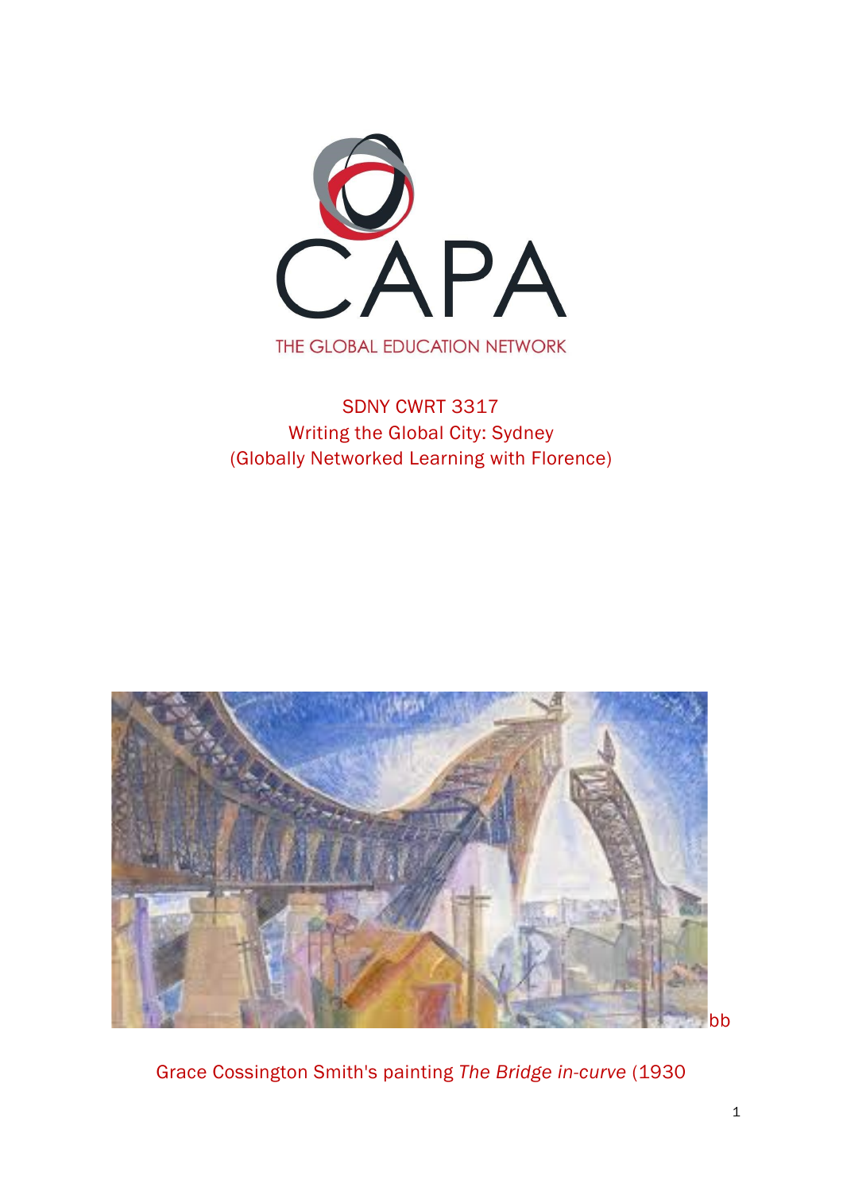CAPA

THE GLOBAL EDUCATION NETWORK

SDNY CWRT 3317
Writing the Global City: Sydney
(Globally Networked Learning with Florence)

bb

Grace Cossington Smith's painting *The Bridge in-curve* (1930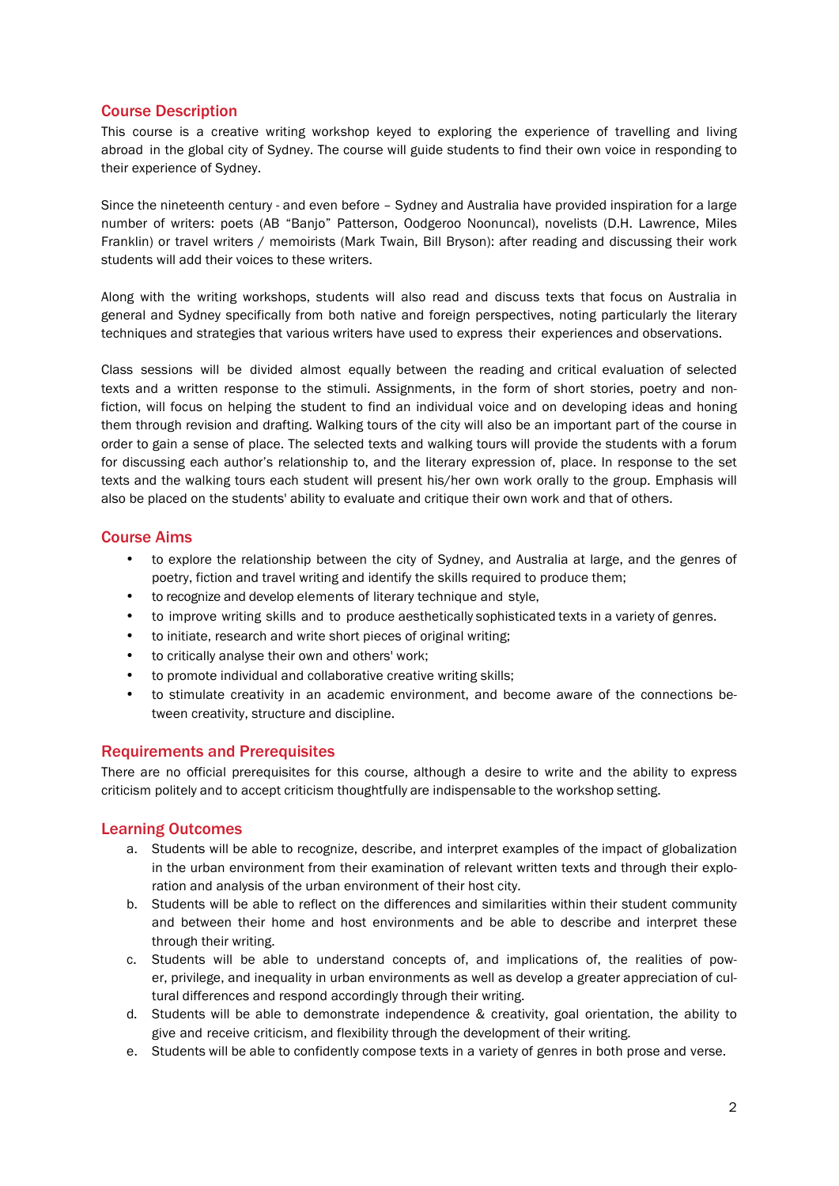## Course Description

This course is a creative writing workshop keyed to exploring the experience of travelling and living abroad in the global city of Sydney. The course will guide students to find their own voice in responding to their experience of Sydney.

Since the nineteenth century - and even before – Sydney and Australia have provided inspiration for a large number of writers: poets (AB "Banjo" Patterson, Oodgeroo Noonuncal), novelists (D.H. Lawrence, Miles Franklin) or travel writers / memoirists (Mark Twain, Bill Bryson): after reading and discussing their work students will add their voices to these writers.

Along with the writing workshops, students will also read and discuss texts that focus on Australia in general and Sydney specifically from both native and foreign perspectives, noting particularly the literary techniques and strategies that various writers have used to express their experiences and observations.

Class sessions will be divided almost equally between the reading and critical evaluation of selected texts and a written response to the stimuli. Assignments, in the form of short stories, poetry and non-fiction, will focus on helping the student to find an individual voice and on developing ideas and honing them through revision and drafting. Walking tours of the city will also be an important part of the course in order to gain a sense of place. The selected texts and the walking tours will provide the students with a forum for discussing each author's relationship to, and the literary expression of, place. In response to the set texts and the walking tours each student will present his/her own work orally to the group. Emphasis will also be placed on the students' ability to evaluate and critique their own work and that of others.

## Course Aims

- to explore the relationship between the city of Sydney, and Australia at large, and the genres of poetry, fiction and travel writing and identify the skills required to produce them;
- to recognize and develop elements of literary technique and style,
- to improve writing skills and to produce aesthetically sophisticated texts in a variety of genres.
- to initiate, research and write short pieces of original writing;
- to critically analyse their own and others' work;
- to promote individual and collaborative creative writing skills;
- to stimulate creativity in an academic environment, and become aware of the connections between creativity, structure and discipline.

## Requirements and Prerequisites

There are no official prerequisites for this course, although a desire to write and the ability to express criticism politely and to accept criticism thoughtfully are indispensable to the workshop setting.

## Learning Outcomes

a. Students will be able to recognize, describe, and interpret examples of the impact of globalization in the urban environment from their examination of relevant written texts and through their exploration and analysis of the urban environment of their host city.
b. Students will be able to reflect on the differences and similarities within their student community and between their home and host environments and be able to describe and interpret these through their writing.
c. Students will be able to understand concepts of, and implications of, the realities of power, privilege, and inequality in urban environments as well as develop a greater appreciation of cultural differences and respond accordingly through their writing.
d. Students will be able to demonstrate independence & creativity, goal orientation, the ability to give and receive criticism, and flexibility through the development of their writing.
e. Students will be able to confidently compose texts in a variety of genres in both prose and verse.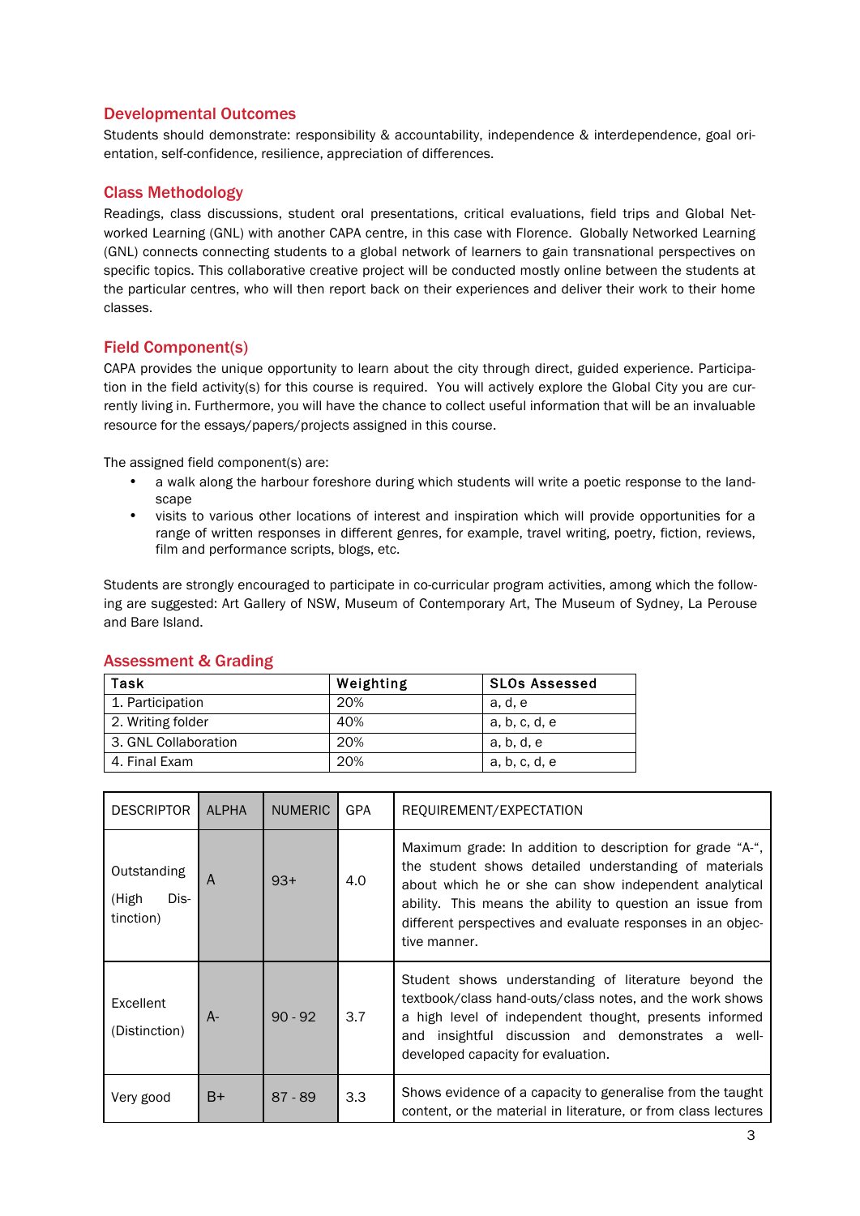## Developmental Outcomes

Students should demonstrate: responsibility & accountability, independence & interdependence, goal orientation, self-confidence, resilience, appreciation of differences.

## Class Methodology

Readings, class discussions, student oral presentations, critical evaluations, field trips and Global Networked Learning (GNL) with another CAPA centre, in this case with Florence. Globally Networked Learning (GNL) connects connecting students to a global network of learners to gain transnational perspectives on specific topics. This collaborative creative project will be conducted mostly online between the students at the particular centres, who will then report back on their experiences and deliver their work to their home classes.

## Field Component(s)

CAPA provides the unique opportunity to learn about the city through direct, guided experience. Participation in the field activity(s) for this course is required. You will actively explore the Global City you are currently living in. Furthermore, you will have the chance to collect useful information that will be an invaluable resource for the essays/papers/projects assigned in this course.

The assigned field component(s) are:

- a walk along the harbour foreshore during which students will write a poetic response to the landscape
- visits to various other locations of interest and inspiration which will provide opportunities for a range of written responses in different genres, for example, travel writing, poetry, fiction, reviews, film and performance scripts, blogs, etc.

Students are strongly encouraged to participate in co-curricular program activities, among which the following are suggested: Art Gallery of NSW, Museum of Contemporary Art, The Museum of Sydney, La Perouse and Bare Island.

## Assessment & Grading

| Task | Weighting | SLOs Assessed |
|---|---|---|
| 1. Participation | 20% | a, d, e |
| 2. Writing folder | 40% | a, b, c, d, e |
| 3. GNL Collaboration | 20% | a, b, d, e |
| 4. Final Exam | 20% | a, b, c, d, e |

| DESCRIPTOR | ALPHA | NUMERIC | GPA | REQUIREMENT/EXPECTATION |
|---|---|---|---|---|
| Outstanding (High Distinction) | A | 93+ | 4.0 | Maximum grade: In addition to description for grade "A-", the student shows detailed understanding of materials about which he or she can show independent analytical ability. This means the ability to question an issue from different perspectives and evaluate responses in an objective manner. |
| Excellent (Distinction) | A- | 90 - 92 | 3.7 | Student shows understanding of literature beyond the textbook/class hand-outs/class notes, and the work shows a high level of independent thought, presents informed and insightful discussion and demonstrates a well-developed capacity for evaluation. |
| Very good | B+ | 87 - 89 | 3.3 | Shows evidence of a capacity to generalise from the taught content, or the material in literature, or from class lectures |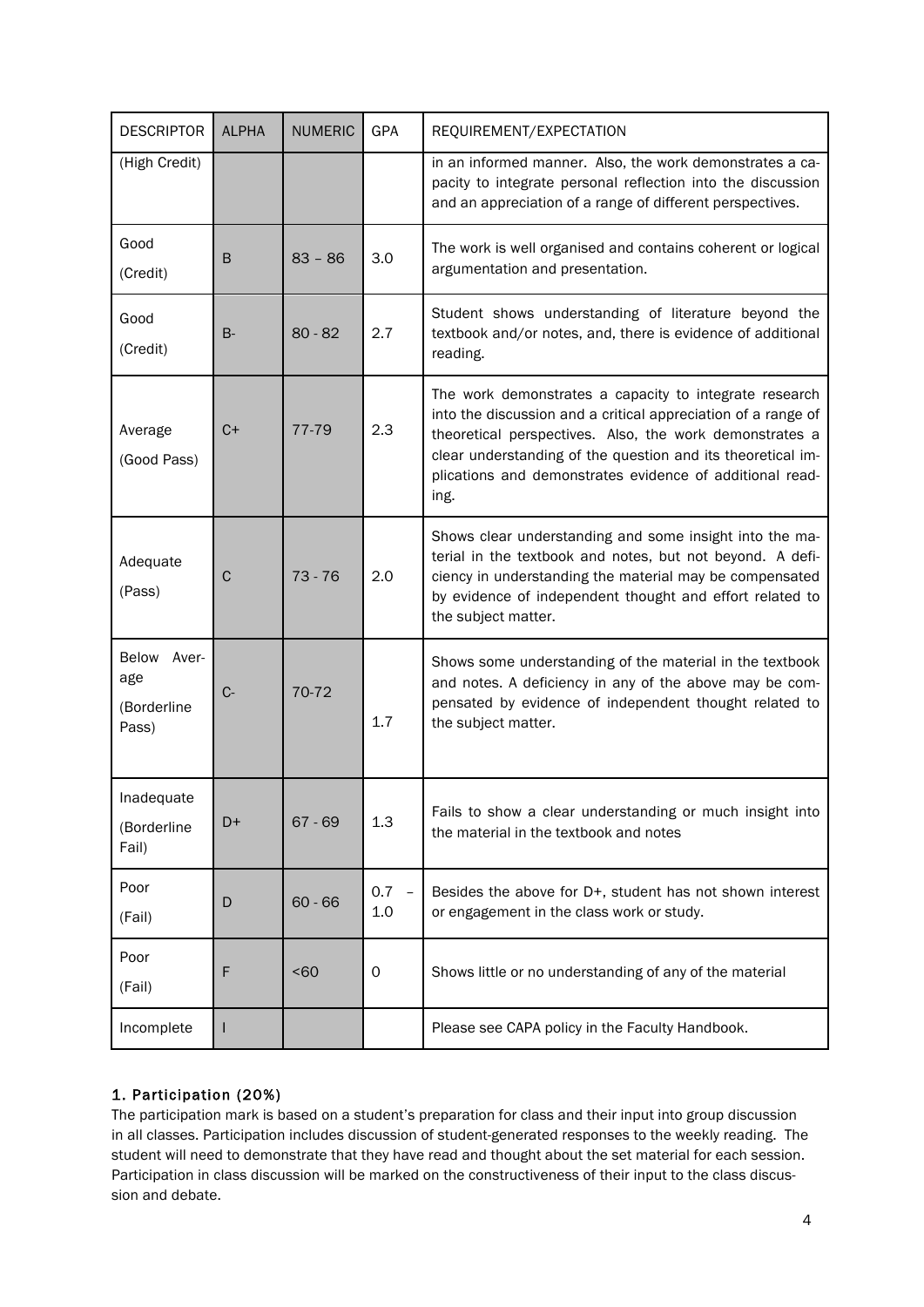| DESCRIPTOR | ALPHA | NUMERIC | GPA | REQUIREMENT/EXPECTATION |
|---|---|---|---|---|
| (High Credit) | | | | in an informed manner. Also, the work demonstrates a capacity to integrate personal reflection into the discussion and an appreciation of a range of different perspectives. |
| Good (Credit) | B | 83 – 86 | 3.0 | The work is well organised and contains coherent or logical argumentation and presentation. |
| Good (Credit) | B- | 80 - 82 | 2.7 | Student shows understanding of literature beyond the textbook and/or notes, and, there is evidence of additional reading. |
| Average (Good Pass) | C+ | 77-79 | 2.3 | The work demonstrates a capacity to integrate research into the discussion and a critical appreciation of a range of theoretical perspectives. Also, the work demonstrates a clear understanding of the question and its theoretical implications and demonstrates evidence of additional reading. |
| Adequate (Pass) | C | 73 - 76 | 2.0 | Shows clear understanding and some insight into the material in the textbook and notes, but not beyond. A deficiency in understanding the material may be compensated by evidence of independent thought and effort related to the subject matter. |
| Below Average (Borderline Pass) | C- | 70-72 | 1.7 | Shows some understanding of the material in the textbook and notes. A deficiency in any of the above may be compensated by evidence of independent thought related to the subject matter. |
| Inadequate (Borderline Fail) | D+ | 67 - 69 | 1.3 | Fails to show a clear understanding or much insight into the material in the textbook and notes |
| Poor (Fail) | D | 60 - 66 | 0.7 – 1.0 | Besides the above for D+, student has not shown interest or engagement in the class work or study. |
| Poor (Fail) | F | <60 | 0 | Shows little or no understanding of any of the material |
| Incomplete | I | | | Please see CAPA policy in the Faculty Handbook. |

## 1. Participation (20%)

The participation mark is based on a student's preparation for class and their input into group discussion in all classes. Participation includes discussion of student-generated responses to the weekly reading. The student will need to demonstrate that they have read and thought about the set material for each session. Participation in class discussion will be marked on the constructiveness of their input to the class discussion and debate.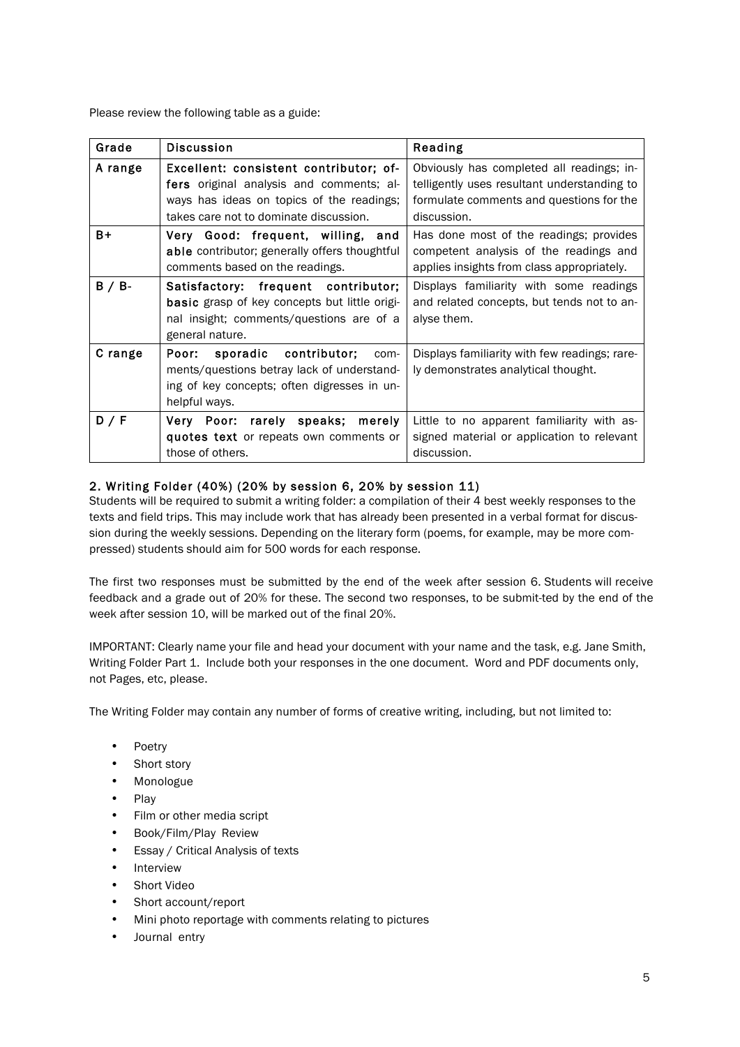Please review the following table as a guide:

| Grade | Discussion | Reading |
|---|---|---|
| A range | **Excellent: consistent contributor; offers** original analysis and comments; always has ideas on topics of the readings; takes care not to dominate discussion. | Obviously has completed all readings; intelligently uses resultant understanding to formulate comments and questions for the discussion. |
| B+ | **Very Good: frequent, willing, and able** contributor; generally offers thoughtful comments based on the readings. | Has done most of the readings; provides competent analysis of the readings and applies insights from class appropriately. |
| B / B- | **Satisfactory: frequent contributor; basic** grasp of key concepts but little original insight; comments/questions are of a general nature. | Displays familiarity with some readings and related concepts, but tends not to analyse them. |
| C range | **Poor: sporadic contributor;** comments/questions betray lack of understanding of key concepts; often digresses in unhelpful ways. | Displays familiarity with few readings; rarely demonstrates analytical thought. |
| D / F | **Very Poor: rarely speaks; merely quotes text** or repeats own comments or those of others. | Little to no apparent familiarity with assigned material or application to relevant discussion. |

### 2. Writing Folder (40%) (20% by session 6, 20% by session 11)

Students will be required to submit a writing folder: a compilation of their 4 best weekly responses to the texts and field trips. This may include work that has already been presented in a verbal format for discussion during the weekly sessions. Depending on the literary form (poems, for example, may be more compressed) students should aim for 500 words for each response.

The first two responses must be submitted by the end of the week after session 6. Students will receive feedback and a grade out of 20% for these. The second two responses, to be submit-ted by the end of the week after session 10, will be marked out of the final 20%.

IMPORTANT: Clearly name your file and head your document with your name and the task, e.g. Jane Smith, Writing Folder Part 1. Include both your responses in the one document. Word and PDF documents only, not Pages, etc, please.

The Writing Folder may contain any number of forms of creative writing, including, but not limited to:

- Poetry
- Short story
- Monologue
- Play
- Film or other media script
- Book/Film/Play Review
- Essay / Critical Analysis of texts
- Interview
- Short Video
- Short account/report
- Mini photo reportage with comments relating to pictures
- Journal entry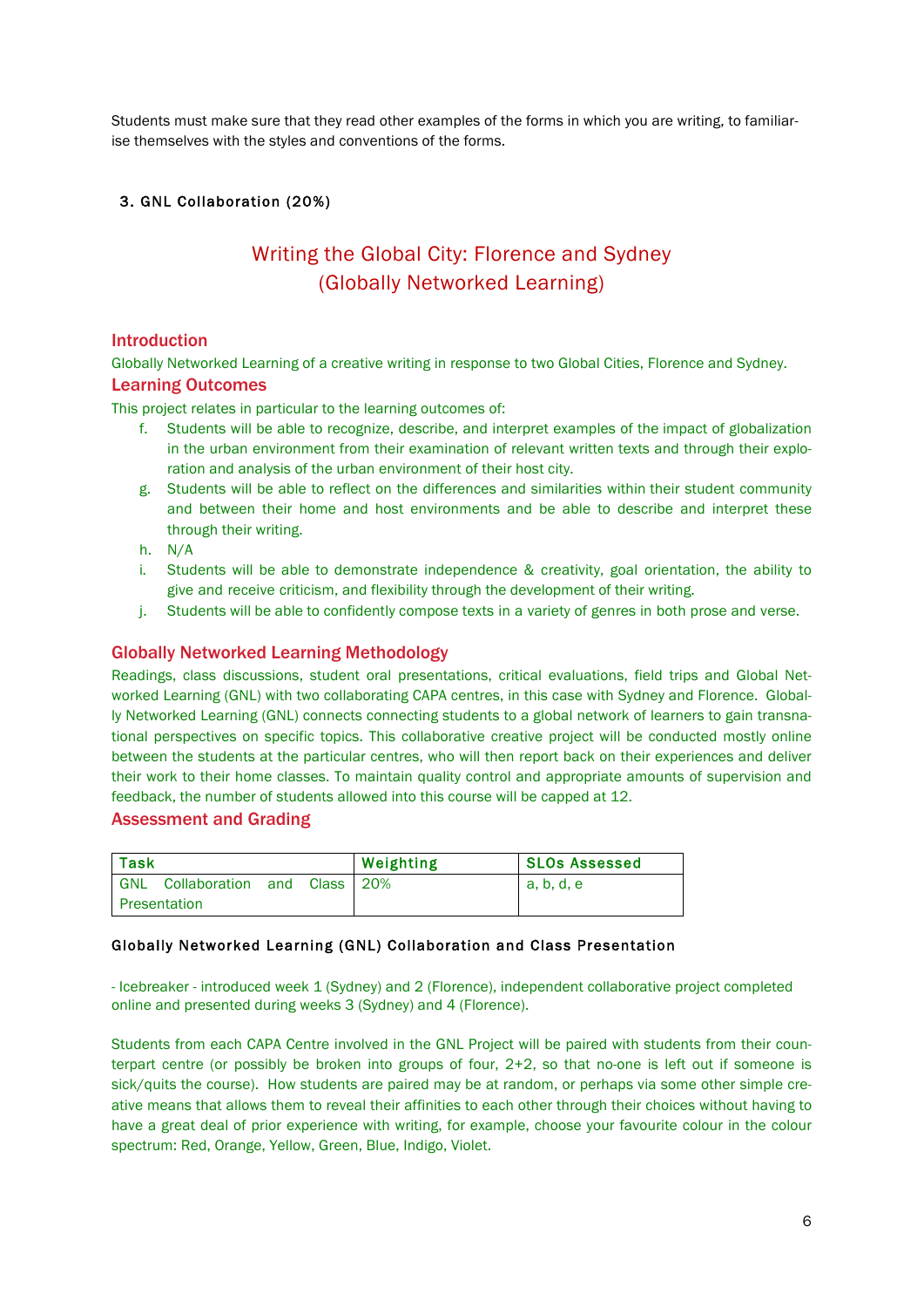Students must make sure that they read other examples of the forms in which you are writing, to familiarise themselves with the styles and conventions of the forms.

### 3. GNL Collaboration (20%)

## Writing the Global City: Florence and Sydney (Globally Networked Learning)

### Introduction

Globally Networked Learning of a creative writing in response to two Global Cities, Florence and Sydney.

### Learning Outcomes

This project relates in particular to the learning outcomes of:

f. Students will be able to recognize, describe, and interpret examples of the impact of globalization in the urban environment from their examination of relevant written texts and through their exploration and analysis of the urban environment of their host city.

g. Students will be able to reflect on the differences and similarities within their student community and between their home and host environments and be able to describe and interpret these through their writing.

h. N/A

i. Students will be able to demonstrate independence & creativity, goal orientation, the ability to give and receive criticism, and flexibility through the development of their writing.

j. Students will be able to confidently compose texts in a variety of genres in both prose and verse.

### Globally Networked Learning Methodology

Readings, class discussions, student oral presentations, critical evaluations, field trips and Global Networked Learning (GNL) with two collaborating CAPA centres, in this case with Sydney and Florence. Globally Networked Learning (GNL) connects connecting students to a global network of learners to gain transnational perspectives on specific topics. This collaborative creative project will be conducted mostly online between the students at the particular centres, who will then report back on their experiences and deliver their work to their home classes. To maintain quality control and appropriate amounts of supervision and feedback, the number of students allowed into this course will be capped at 12.

### Assessment and Grading

| Task | Weighting | SLOs Assessed |
|---|---|---|
| GNL Collaboration and Class Presentation | 20% | a, b, d, e |

#### Globally Networked Learning (GNL) Collaboration and Class Presentation

- Icebreaker - introduced week 1 (Sydney) and 2 (Florence), independent collaborative project completed online and presented during weeks 3 (Sydney) and 4 (Florence).

Students from each CAPA Centre involved in the GNL Project will be paired with students from their counterpart centre (or possibly be broken into groups of four, 2+2, so that no-one is left out if someone is sick/quits the course). How students are paired may be at random, or perhaps via some other simple creative means that allows them to reveal their affinities to each other through their choices without having to have a great deal of prior experience with writing, for example, choose your favourite colour in the colour spectrum: Red, Orange, Yellow, Green, Blue, Indigo, Violet.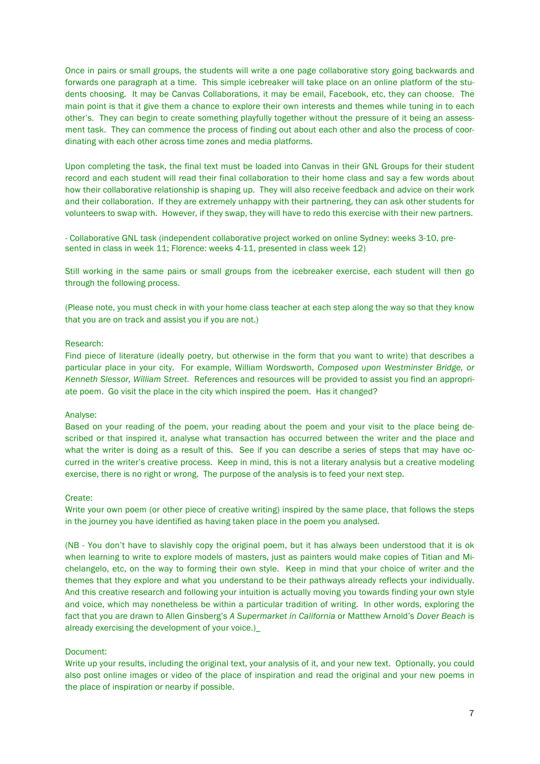Once in pairs or small groups, the students will write a one page collaborative story going backwards and forwards one paragraph at a time. This simple icebreaker will take place on an online platform of the students choosing. It may be Canvas Collaborations, it may be email, Facebook, etc, they can choose. The main point is that it give them a chance to explore their own interests and themes while tuning in to each other's. They can begin to create something playfully together without the pressure of it being an assessment task. They can commence the process of finding out about each other and also the process of coordinating with each other across time zones and media platforms.

Upon completing the task, the final text must be loaded into Canvas in their GNL Groups for their student record and each student will read their final collaboration to their home class and say a few words about how their collaborative relationship is shaping up. They will also receive feedback and advice on their work and their collaboration. If they are extremely unhappy with their partnering, they can ask other students for volunteers to swap with. However, if they swap, they will have to redo this exercise with their new partners.

- Collaborative GNL task (independent collaborative project worked on online Sydney: weeks 3-10, presented in class in week 11; Florence: weeks 4-11, presented in class week 12)

Still working in the same pairs or small groups from the icebreaker exercise, each student will then go through the following process.

(Please note, you must check in with your home class teacher at each step along the way so that they know that you are on track and assist you if you are not.)

Research:
Find piece of literature (ideally poetry, but otherwise in the form that you want to write) that describes a particular place in your city. For example, William Wordsworth, *Composed upon Westminster Bridge, or Kenneth Slessor, William Street*. References and resources will be provided to assist you find an appropriate poem. Go visit the place in the city which inspired the poem. Has it changed?

Analyse:
Based on your reading of the poem, your reading about the poem and your visit to the place being described or that inspired it, analyse what transaction has occurred between the writer and the place and what the writer is doing as a result of this. See if you can describe a series of steps that may have occurred in the writer's creative process. Keep in mind, this is not a literary analysis but a creative modeling exercise, there is no right or wrong. The purpose of the analysis is to feed your next step.

Create:
Write your own poem (or other piece of creative writing) inspired by the same place, that follows the steps in the journey you have identified as having taken place in the poem you analysed.

(NB - You don't have to slavishly copy the original poem, but it has always been understood that it is ok when learning to write to explore models of masters, just as painters would make copies of Titian and Michelangelo, etc, on the way to forming their own style. Keep in mind that your choice of writer and the themes that they explore and what you understand to be their pathways already reflects your individually. And this creative research and following your intuition is actually moving you towards finding your own style and voice, which may nonetheless be within a particular tradition of writing. In other words, exploring the fact that you are drawn to Allen Ginsberg's *A Supermarket in California* or Matthew Arnold's *Dover Beach* is already exercising the development of your voice.)_

Document:
Write up your results, including the original text, your analysis of it, and your new text. Optionally, you could also post online images or video of the place of inspiration and read the original and your new poems in the place of inspiration or nearby if possible.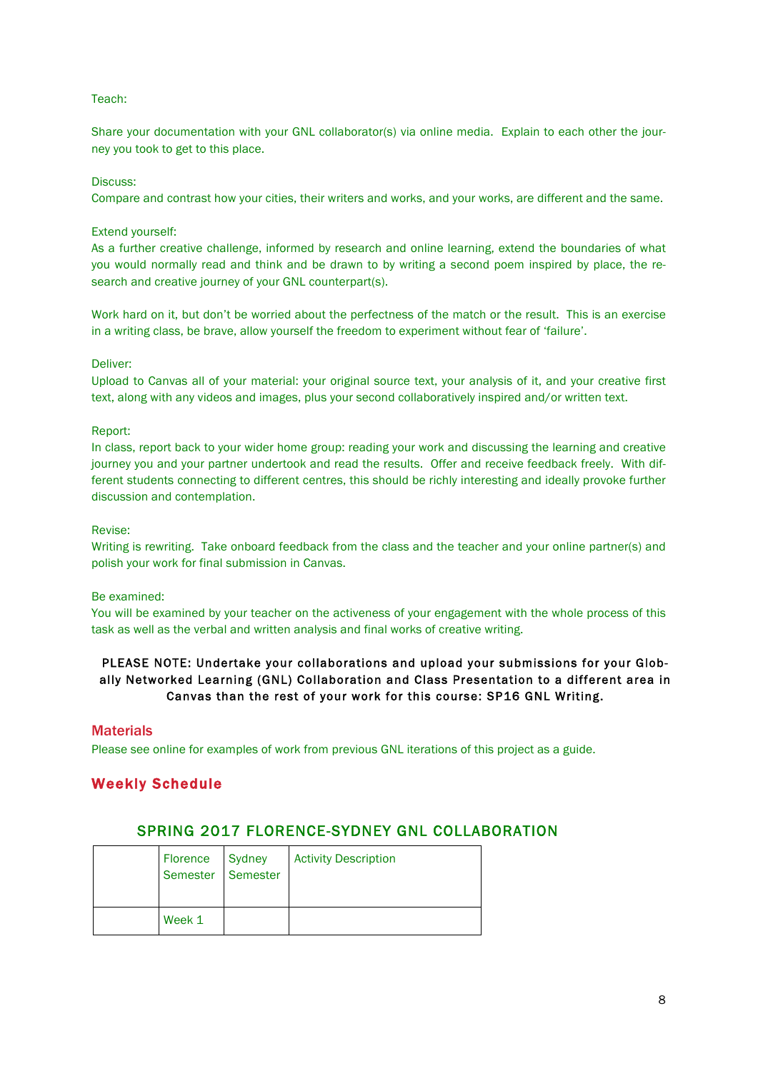Teach:

Share your documentation with your GNL collaborator(s) via online media. Explain to each other the journey you took to get to this place.

Discuss:
Compare and contrast how your cities, their writers and works, and your works, are different and the same.

Extend yourself:
As a further creative challenge, informed by research and online learning, extend the boundaries of what you would normally read and think and be drawn to by writing a second poem inspired by place, the research and creative journey of your GNL counterpart(s).

Work hard on it, but don't be worried about the perfectness of the match or the result. This is an exercise in a writing class, be brave, allow yourself the freedom to experiment without fear of 'failure'.

Deliver:
Upload to Canvas all of your material: your original source text, your analysis of it, and your creative first text, along with any videos and images, plus your second collaboratively inspired and/or written text.

Report:
In class, report back to your wider home group: reading your work and discussing the learning and creative journey you and your partner undertook and read the results. Offer and receive feedback freely. With different students connecting to different centres, this should be richly interesting and ideally provoke further discussion and contemplation.

Revise:
Writing is rewriting. Take onboard feedback from the class and the teacher and your online partner(s) and polish your work for final submission in Canvas.

Be examined:
You will be examined by your teacher on the activeness of your engagement with the whole process of this task as well as the verbal and written analysis and final works of creative writing.

**PLEASE NOTE: Undertake your collaborations and upload your submissions for your Globally Networked Learning (GNL) Collaboration and Class Presentation to a different area in Canvas than the rest of your work for this course: SP16 GNL Writing.**

## Materials

Please see online for examples of work from previous GNL iterations of this project as a guide.

## Weekly Schedule

### SPRING 2017 FLORENCE-SYDNEY GNL COLLABORATION

| | Florence Semester | Sydney Semester | Activity Description |
|---|---|---|---|
| | Week 1 | | |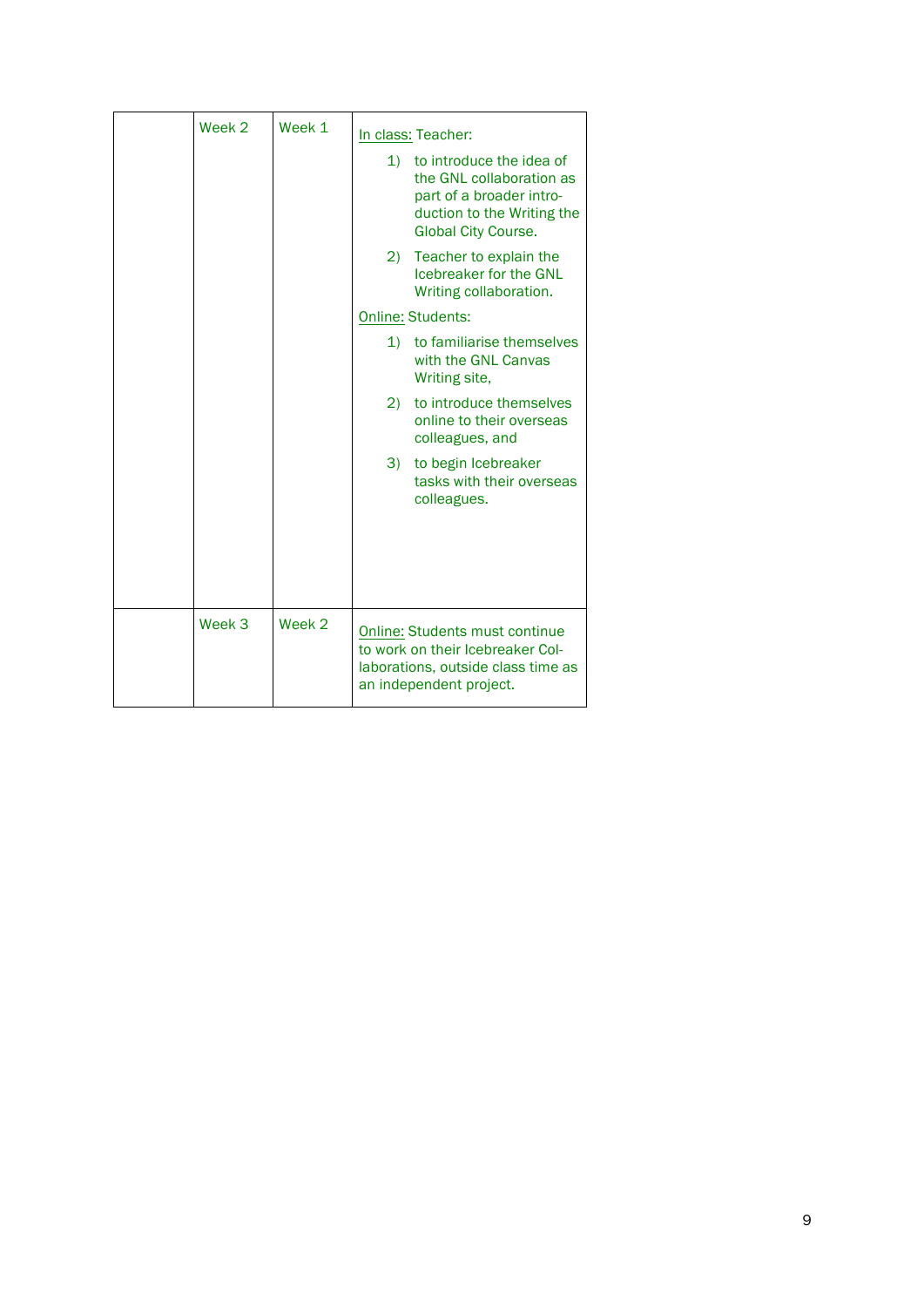| | Week 2 | Week 1 | <u>In class:</u> Teacher:<br>1) to introduce the idea of the GNL collaboration as part of a broader introduction to the Writing the Global City Course.<br>2) Teacher to explain the Icebreaker for the GNL Writing collaboration.<br><u>Online:</u> Students:<br>1) to familiarise themselves with the GNL Canvas Writing site,<br>2) to introduce themselves online to their overseas colleagues, and<br>3) to begin Icebreaker tasks with their overseas colleagues. |
|---|---|---|---|
| | Week 3 | Week 2 | <u>Online:</u> Students must continue to work on their Icebreaker Collaborations, outside class time as an independent project. |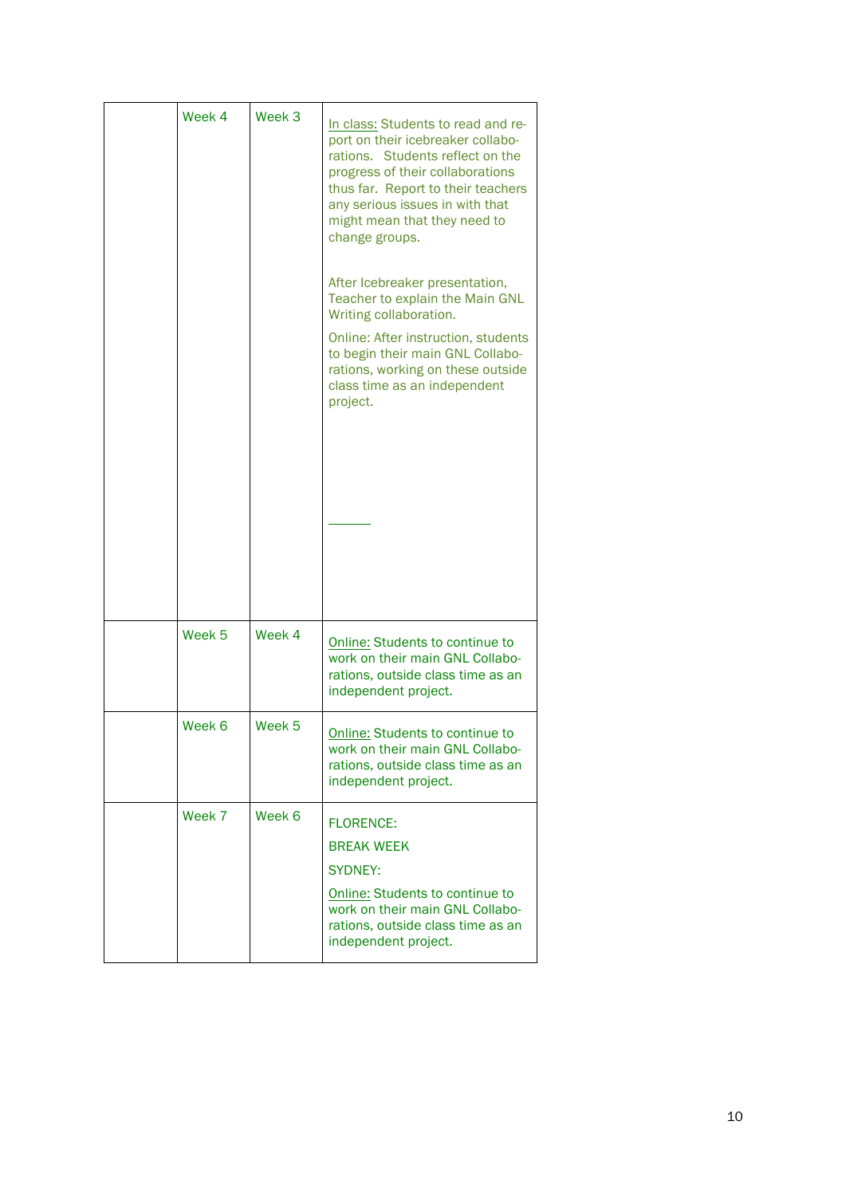|  | Week 4 | Week 3 | In class: Students to read and report on their icebreaker collaborations. Students reflect on the progress of their collaborations thus far. Report to their teachers any serious issues in with that might mean that they need to change groups.<br><br>After Icebreaker presentation, Teacher to explain the Main GNL Writing collaboration.<br><br>Online: After instruction, students to begin their main GNL Collaborations, working on these outside class time as an independent project. |
|---|---|---|---|
|  | Week 5 | Week 4 | Online: Students to continue to work on their main GNL Collaborations, outside class time as an independent project. |
|  | Week 6 | Week 5 | Online: Students to continue to work on their main GNL Collaborations, outside class time as an independent project. |
|  | Week 7 | Week 6 | FLORENCE:<br>BREAK WEEK<br>SYDNEY:<br>Online: Students to continue to work on their main GNL Collaborations, outside class time as an independent project. |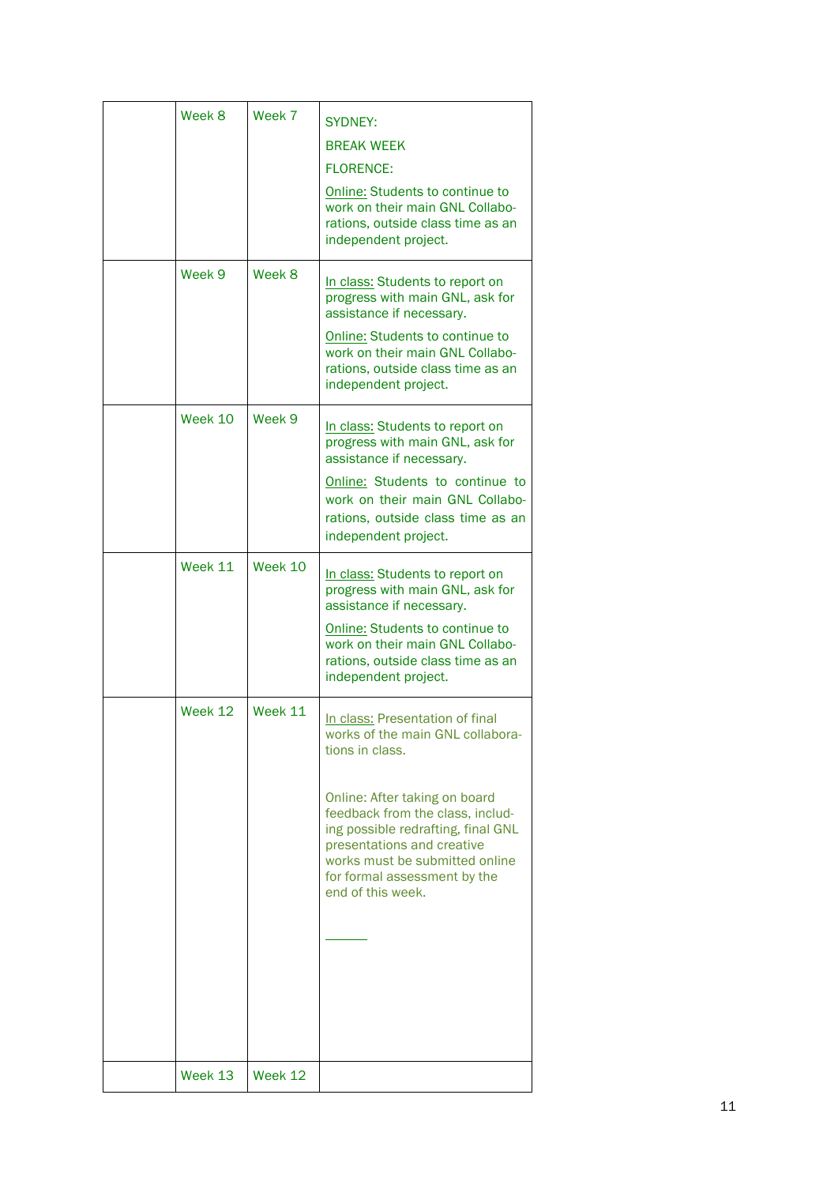| | | | |
|---|---|---|---|
| | Week 8 | Week 7 | SYDNEY: BREAK WEEK FLORENCE: Online: Students to continue to work on their main GNL Collaborations, outside class time as an independent project. |
| | Week 9 | Week 8 | In class: Students to report on progress with main GNL, ask for assistance if necessary. Online: Students to continue to work on their main GNL Collaborations, outside class time as an independent project. |
| | Week 10 | Week 9 | In class: Students to report on progress with main GNL, ask for assistance if necessary. Online: Students to continue to work on their main GNL Collaborations, outside class time as an independent project. |
| | Week 11 | Week 10 | In class: Students to report on progress with main GNL, ask for assistance if necessary. Online: Students to continue to work on their main GNL Collaborations, outside class time as an independent project. |
| | Week 12 | Week 11 | In class: Presentation of final works of the main GNL collaborations in class. Online: After taking on board feedback from the class, including possible redrafting, final GNL presentations and creative works must be submitted online for formal assessment by the end of this week. |
| | Week 13 | Week 12 | |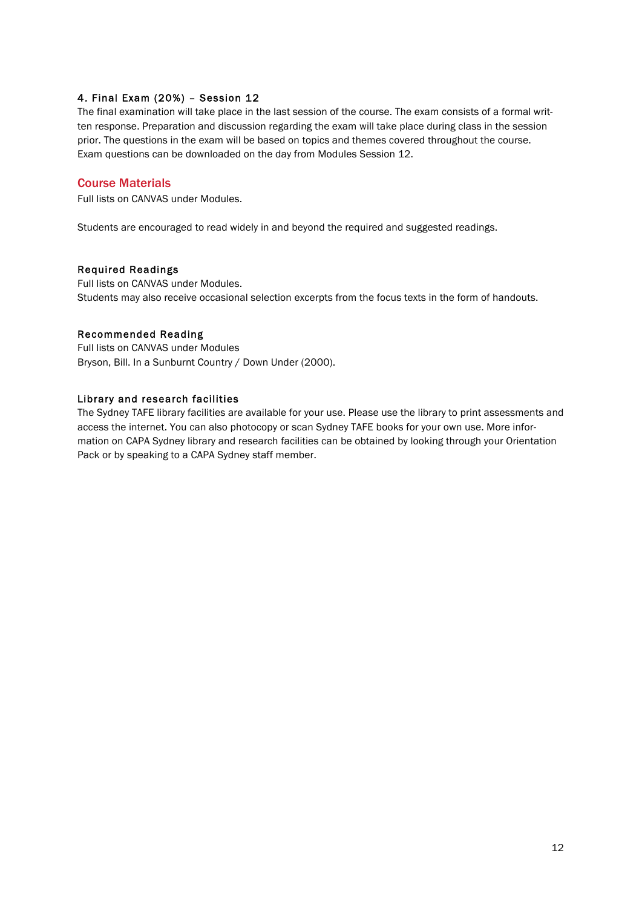#### 4. Final Exam (20%) – Session 12

The final examination will take place in the last session of the course. The exam consists of a formal written response. Preparation and discussion regarding the exam will take place during class in the session prior. The questions in the exam will be based on topics and themes covered throughout the course. Exam questions can be downloaded on the day from Modules Session 12.

## Course Materials

Full lists on CANVAS under Modules.

Students are encouraged to read widely in and beyond the required and suggested readings.

#### Required Readings

Full lists on CANVAS under Modules.
Students may also receive occasional selection excerpts from the focus texts in the form of handouts.

#### Recommended Reading

Full lists on CANVAS under Modules
Bryson, Bill. In a Sunburnt Country / Down Under (2000).

#### Library and research facilities

The Sydney TAFE library facilities are available for your use. Please use the library to print assessments and access the internet. You can also photocopy or scan Sydney TAFE books for your own use. More information on CAPA Sydney library and research facilities can be obtained by looking through your Orientation Pack or by speaking to a CAPA Sydney staff member.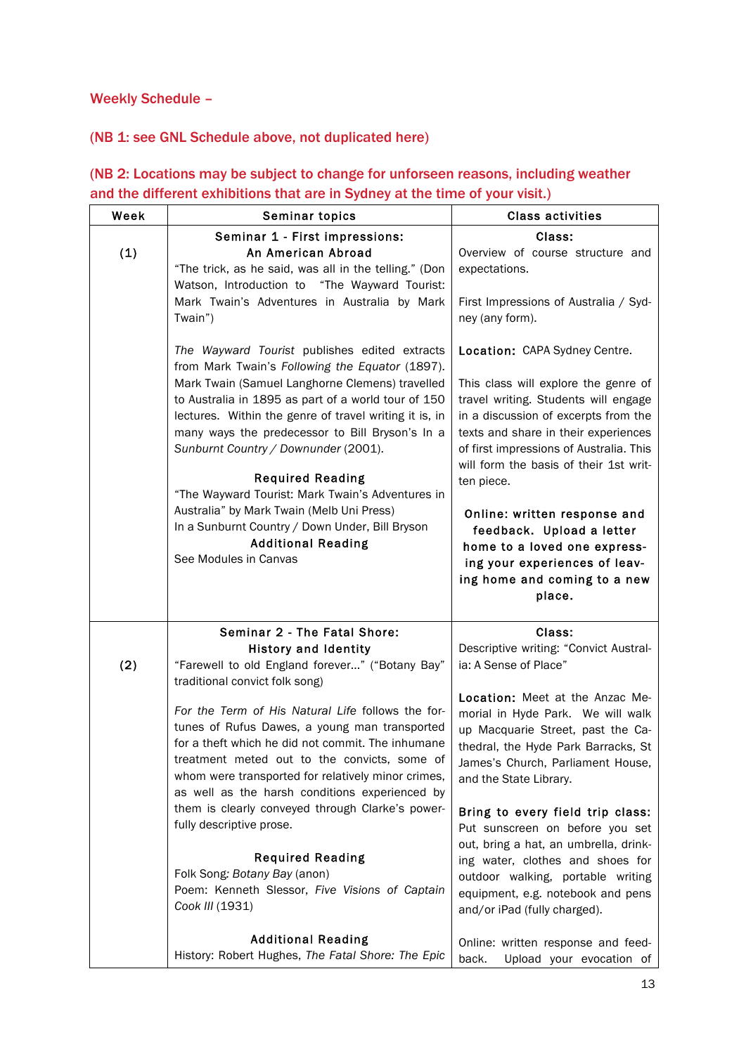Weekly Schedule –

(NB 1: see GNL Schedule above, not duplicated here)

(NB 2: Locations may be subject to change for unforseen reasons, including weather and the different exhibitions that are in Sydney at the time of your visit.)

| Week | Seminar topics | Class activities |
|---|---|---|
| (1) | **Seminar 1 - First impressions: An American Abroad**<br>"The trick, as he said, was all in the telling." (Don Watson, Introduction to "The Wayward Tourist: Mark Twain's Adventures in Australia by Mark Twain")<br><br>*The Wayward Tourist* publishes edited extracts from Mark Twain's *Following the Equator* (1897). Mark Twain (Samuel Langhorne Clemens) travelled to Australia in 1895 as part of a world tour of 150 lectures. Within the genre of travel writing it is, in many ways the predecessor to Bill Bryson's In a *Sunburnt Country / Downunder* (2001).<br><br>**Required Reading**<br>"The Wayward Tourist: Mark Twain's Adventures in Australia" by Mark Twain (Melb Uni Press)<br>In a Sunburnt Country / Down Under, Bill Bryson<br>**Additional Reading**<br>See Modules in Canvas | **Class:**<br>Overview of course structure and expectations.<br><br>First Impressions of Australia / Sydney (any form).<br><br>**Location:** CAPA Sydney Centre.<br><br>This class will explore the genre of travel writing. Students will engage in a discussion of excerpts from the texts and share in their experiences of first impressions of Australia. This will form the basis of their 1st written piece.<br><br>**Online: written response and feedback. Upload a letter home to a loved one expressing your experiences of leaving home and coming to a new place.** |
| (2) | **Seminar 2 - The Fatal Shore: History and Identity**<br>"Farewell to old England forever..." ("Botany Bay" traditional convict folk song)<br><br>*For the Term of His Natural Life* follows the fortunes of Rufus Dawes, a young man transported for a theft which he did not commit. The inhumane treatment meted out to the convicts, some of whom were transported for relatively minor crimes, as well as the harsh conditions experienced by them is clearly conveyed through Clarke's powerfully descriptive prose.<br><br>**Required Reading**<br>Folk Song*: Botany Bay* (anon)<br>Poem: Kenneth Slessor, *Five Visions of Captain Cook III* (1931)<br><br>**Additional Reading**<br>History: Robert Hughes, *The Fatal Shore: The Epic* | **Class:**<br>Descriptive writing: "Convict Australia: A Sense of Place"<br><br>**Location:** Meet at the Anzac Memorial in Hyde Park. We will walk up Macquarie Street, past the Cathedral, the Hyde Park Barracks, St James's Church, Parliament House, and the State Library.<br><br>**Bring to every field trip class:** Put sunscreen on before you set out, bring a hat, an umbrella, drinking water, clothes and shoes for outdoor walking, portable writing equipment, e.g. notebook and pens and/or iPad (fully charged).<br><br>Online: written response and feedback. Upload your evocation of |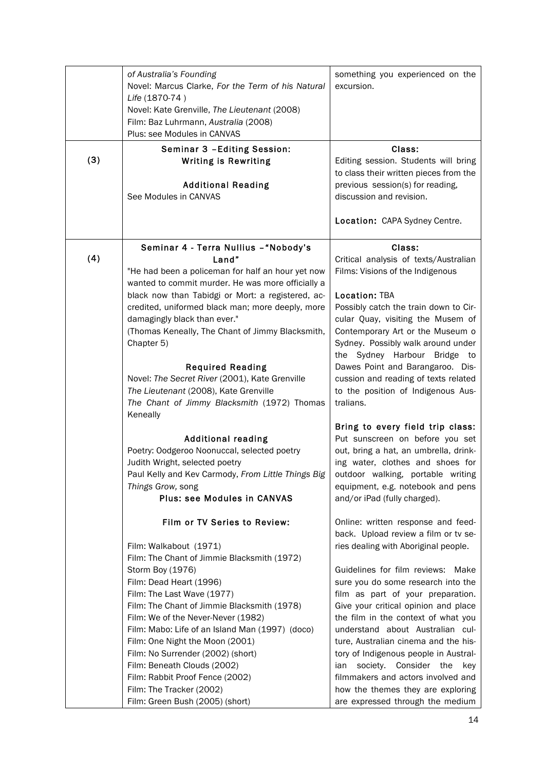| | | |
|---|---|---|
| | *of Australia's Founding*<br>Novel: Marcus Clarke, *For the Term of his Natural Life* (1870-74 )<br>Novel: Kate Grenville, *The Lieutenant* (2008)<br>Film: Baz Luhrmann, *Australia* (2008)<br>Plus: see Modules in CANVAS | something you experienced on the excursion. |
| (3) | **Seminar 3 –Editing Session: Writing is Rewriting**<br><br>**Additional Reading**<br>See Modules in CANVAS | **Class:**<br>Editing session. Students will bring to class their written pieces from the previous session(s) for reading, discussion and revision.<br><br>**Location:** CAPA Sydney Centre. |
| (4) | **Seminar 4 - Terra Nullius –"Nobody's Land"**<br>"He had been a policeman for half an hour yet now wanted to commit murder. He was more officially a black now than Tabidgi or Mort: a registered, accredited, uniformed black man; more deeply, more damagingly black than ever."<br>(Thomas Keneally, The Chant of Jimmy Blacksmith, Chapter 5)<br><br>**Required Reading**<br>Novel: *The Secret River* (2001), Kate Grenville<br>*The Lieutenant* (2008), Kate Grenville<br>*The Chant of Jimmy Blacksmith* (1972) Thomas Keneally<br><br>**Additional reading**<br>Poetry: Oodgeroo Noonuccal, selected poetry<br>Judith Wright, selected poetry<br>Paul Kelly and Kev Carmody, *From Little Things Big Things Grow,* song<br>**Plus: see Modules in CANVAS**<br><br>**Film or TV Series to Review:**<br><br>Film: Walkabout (1971)<br>Film: The Chant of Jimmie Blacksmith (1972)<br>Storm Boy (1976)<br>Film: Dead Heart (1996)<br>Film: The Last Wave (1977)<br>Film: The Chant of Jimmie Blacksmith (1978)<br>Film: We of the Never-Never (1982)<br>Film: Mabo: Life of an Island Man (1997) (doco)<br>Film: One Night the Moon (2001)<br>Film: No Surrender (2002) (short)<br>Film: Beneath Clouds (2002)<br>Film: Rabbit Proof Fence (2002)<br>Film: The Tracker (2002)<br>Film: Green Bush (2005) (short) | **Class:**<br>Critical analysis of texts/Australian Films: Visions of the Indigenous<br><br>**Location:** TBA<br>Possibly catch the train down to Circular Quay, visiting the Musem of Contemporary Art or the Museum o Sydney. Possibly walk around under the Sydney Harbour Bridge to Dawes Point and Barangaroo. Discussion and reading of texts related to the position of Indigenous Australians.<br><br>**Bring to every field trip class:**<br>Put sunscreen on before you set out, bring a hat, an umbrella, drinking water, clothes and shoes for outdoor walking, portable writing equipment, e.g. notebook and pens and/or iPad (fully charged).<br><br>Online: written response and feedback. Upload review a film or tv series dealing with Aboriginal people.<br><br>Guidelines for film reviews: Make sure you do some research into the film as part of your preparation. Give your critical opinion and place the film in the context of what you understand about Australian culture, Australian cinema and the history of Indigenous people in Australian society. Consider the key filmmakers and actors involved and how the themes they are exploring are expressed through the medium |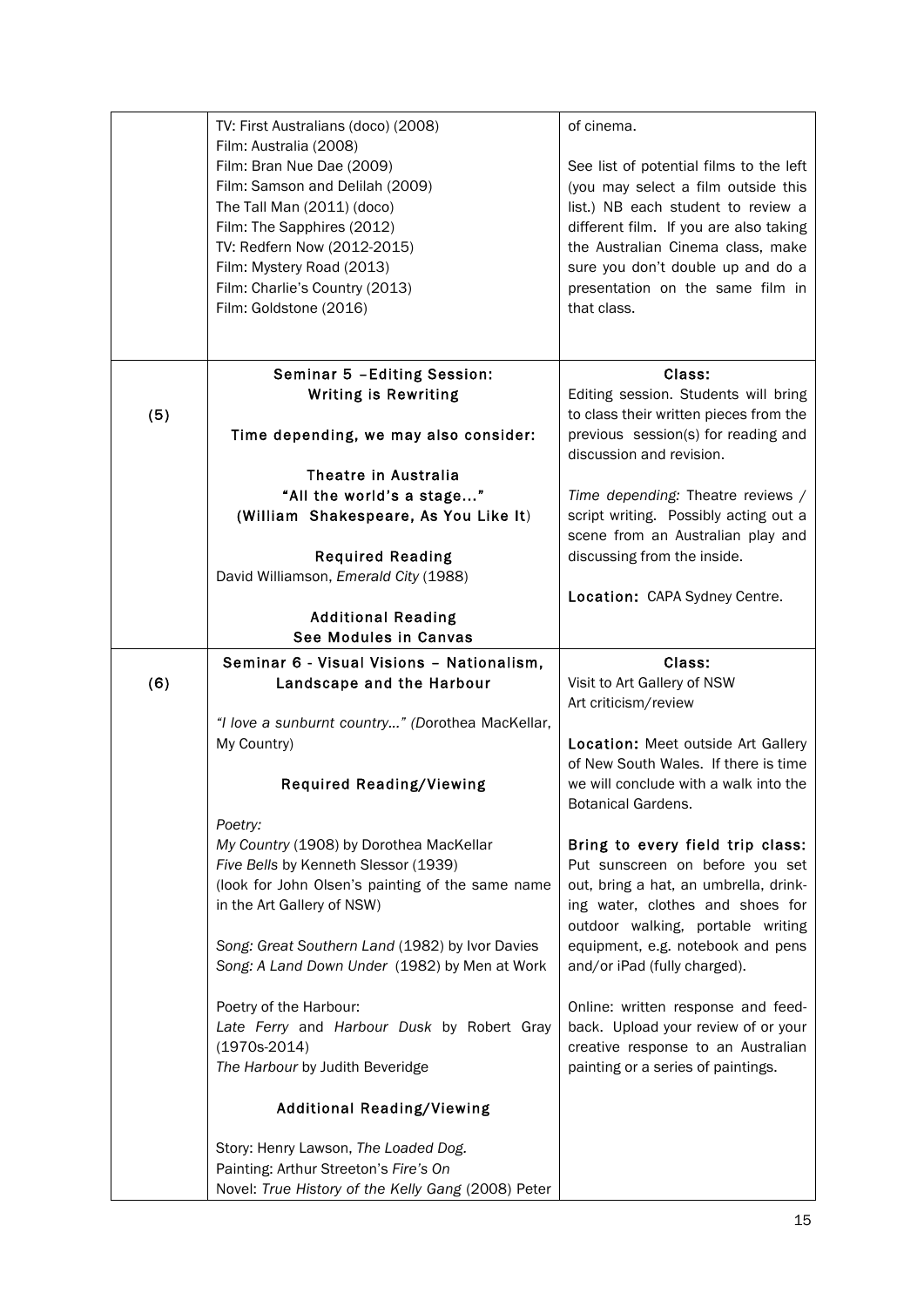|  |  |  |
| --- | --- | --- |
|  | TV: First Australians (doco) (2008)<br>Film: Australia (2008)<br>Film: Bran Nue Dae (2009)<br>Film: Samson and Delilah (2009)<br>The Tall Man (2011) (doco)<br>Film: The Sapphires (2012)<br>TV: Redfern Now (2012-2015)<br>Film: Mystery Road (2013)<br>Film: Charlie's Country (2013)<br>Film: Goldstone (2016) | of cinema.<br><br>See list of potential films to the left (you may select a film outside this list.) NB each student to review a different film. If you are also taking the Australian Cinema class, make sure you don't double up and do a presentation on the same film in that class. |
| (5) | **Seminar 5 –Editing Session: Writing is Rewriting**<br><br>**Time depending, we may also consider:**<br><br>**Theatre in Australia**<br>**"All the world's a stage…"**<br>**(William Shakespeare, *As You Like It*)**<br><br>**Required Reading**<br>David Williamson, *Emerald City* (1988)<br><br>**Additional Reading**<br>**See Modules in Canvas** | **Class:**<br>Editing session. Students will bring to class their written pieces from the previous session(s) for reading and discussion and revision.<br><br>*Time depending:* Theatre reviews / script writing. Possibly acting out a scene from an Australian play and discussing from the inside.<br><br>**Location:** CAPA Sydney Centre. |
| (6) | **Seminar 6 - Visual Visions – Nationalism, Landscape and the Harbour**<br><br>*"I love a sunburnt country…" (*Dorothea MacKellar, My Country)<br><br>**Required Reading/Viewing**<br><br>*Poetry:*<br>*My Country* (1908) by Dorothea MacKellar<br>*Five Bells* by Kenneth Slessor (1939)<br>(look for John Olsen's painting of the same name in the Art Gallery of NSW)<br><br>*Song: Great Southern Land* (1982) by Ivor Davies<br>*Song: A Land Down Under* (1982) by Men at Work<br><br>Poetry of the Harbour:<br>*Late Ferry* and *Harbour Dusk* by Robert Gray (1970s-2014)<br>*The Harbour* by Judith Beveridge<br><br>**Additional Reading/Viewing**<br><br>Story: Henry Lawson, *The Loaded Dog.*<br>Painting: Arthur Streeton's *Fire's On*<br>Novel: *True History of the Kelly Gang* (2008) Peter | **Class:**<br>Visit to Art Gallery of NSW<br>Art criticism/review<br><br>**Location:** Meet outside Art Gallery of New South Wales. If there is time we will conclude with a walk into the Botanical Gardens.<br><br>**Bring to every field trip class:** Put sunscreen on before you set out, bring a hat, an umbrella, drinking water, clothes and shoes for outdoor walking, portable writing equipment, e.g. notebook and pens and/or iPad (fully charged).<br><br>Online: written response and feedback. Upload your review of or your creative response to an Australian painting or a series of paintings. |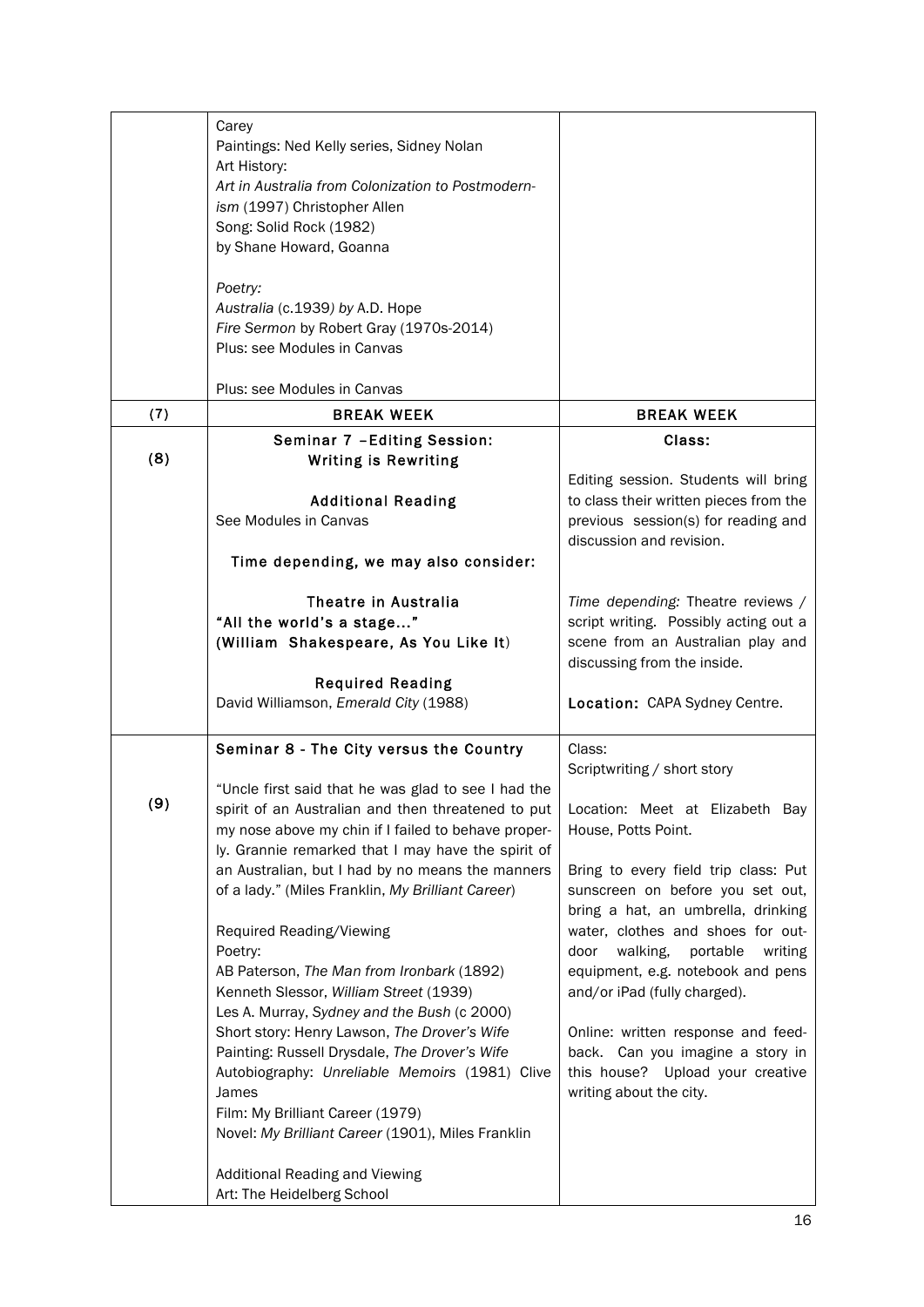| | | |
|---|---|---|
| | Carey<br>Paintings: Ned Kelly series, Sidney Nolan<br>Art History:<br>*Art in Australia from Colonization to Postmodernism* (1997) Christopher Allen<br>Song: Solid Rock (1982)<br>by Shane Howard, Goanna<br><br>*Poetry:*<br>*Australia* (c.1939*) by* A.D. Hope<br>*Fire Sermon* by Robert Gray (1970s-2014)<br>Plus: see Modules in Canvas<br><br>Plus: see Modules in Canvas | |
| (7) | **BREAK WEEK** | **BREAK WEEK** |
| (8) | **Seminar 7 –Editing Session: Writing is Rewriting**<br><br>**Additional Reading**<br>See Modules in Canvas<br><br>**Time depending, we may also consider:**<br><br>**Theatre in Australia**<br>**"All the world's a stage..."**<br>**(William Shakespeare, As You Like It)**<br><br>**Required Reading**<br>David Williamson, *Emerald City* (1988) | **Class:**<br><br>Editing session. Students will bring to class their written pieces from the previous session(s) for reading and discussion and revision.<br><br>*Time depending:* Theatre reviews / script writing. Possibly acting out a scene from an Australian play and discussing from the inside.<br><br>**Location:** CAPA Sydney Centre. |
| (9) | **Seminar 8 - The City versus the Country**<br><br>"Uncle first said that he was glad to see I had the spirit of an Australian and then threatened to put my nose above my chin if I failed to behave properly. Grannie remarked that I may have the spirit of an Australian, but I had by no means the manners of a lady." (Miles Franklin, *My Brilliant Career*)<br><br>Required Reading/Viewing<br>Poetry:<br>AB Paterson, *The Man from Ironbark* (1892)<br>Kenneth Slessor, *William Street* (1939)<br>Les A. Murray, *Sydney and the Bush* (c 2000)<br>Short story: Henry Lawson, *The Drover's Wife*<br>Painting: Russell Drysdale, *The Drover's Wife*<br>Autobiography: *Unreliable Memoirs* (1981) Clive James<br>Film: My Brilliant Career (1979)<br>Novel: *My Brilliant Career* (1901), Miles Franklin<br><br>Additional Reading and Viewing<br>Art: The Heidelberg School | Class:<br>Scriptwriting / short story<br><br>Location: Meet at Elizabeth Bay House, Potts Point.<br><br>Bring to every field trip class: Put sunscreen on before you set out, bring a hat, an umbrella, drinking water, clothes and shoes for outdoor walking, portable writing equipment, e.g. notebook and pens and/or iPad (fully charged).<br><br>Online: written response and feedback. Can you imagine a story in this house? Upload your creative writing about the city. |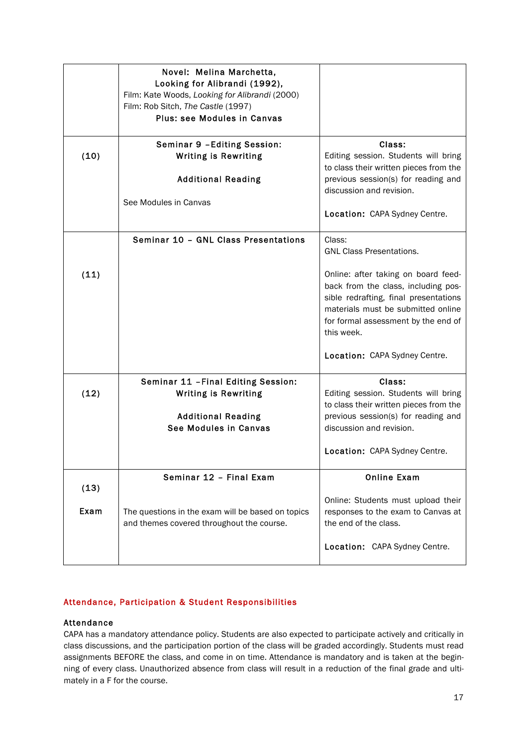| | | |
|---|---|---|
| | **Novel: Melina Marchetta, Looking for Alibrandi (1992),**<br>Film: Kate Woods, *Looking for Alibrandi* (2000)<br>Film: Rob Sitch, *The Castle* (1997)<br>**Plus: see Modules in Canvas** | |
| (10) | **Seminar 9 –Editing Session: Writing is Rewriting**<br><br>**Additional Reading**<br><br>See Modules in Canvas | **Class:**<br>Editing session. Students will bring to class their written pieces from the previous session(s) for reading and discussion and revision.<br><br>**Location:** CAPA Sydney Centre. |
| (11) | **Seminar 10 – GNL Class Presentations** | Class:<br>GNL Class Presentations.<br><br>Online: after taking on board feedback from the class, including possible redrafting, final presentations materials must be submitted online for formal assessment by the end of this week.<br><br>**Location:** CAPA Sydney Centre. |
| (12) | **Seminar 11 –Final Editing Session: Writing is Rewriting**<br><br>**Additional Reading**<br>**See Modules in Canvas** | **Class:**<br>Editing session. Students will bring to class their written pieces from the previous session(s) for reading and discussion and revision.<br><br>**Location:** CAPA Sydney Centre. |
| (13)<br><br>Exam | **Seminar 12 – Final Exam**<br><br>The questions in the exam will be based on topics and themes covered throughout the course. | **Online Exam**<br><br>Online: Students must upload their responses to the exam to Canvas at the end of the class.<br><br>**Location:** CAPA Sydney Centre. |

## Attendance, Participation & Student Responsibilities

### Attendance

CAPA has a mandatory attendance policy. Students are also expected to participate actively and critically in class discussions, and the participation portion of the class will be graded accordingly. Students must read assignments BEFORE the class, and come in on time. Attendance is mandatory and is taken at the beginning of every class. Unauthorized absence from class will result in a reduction of the final grade and ultimately in a F for the course.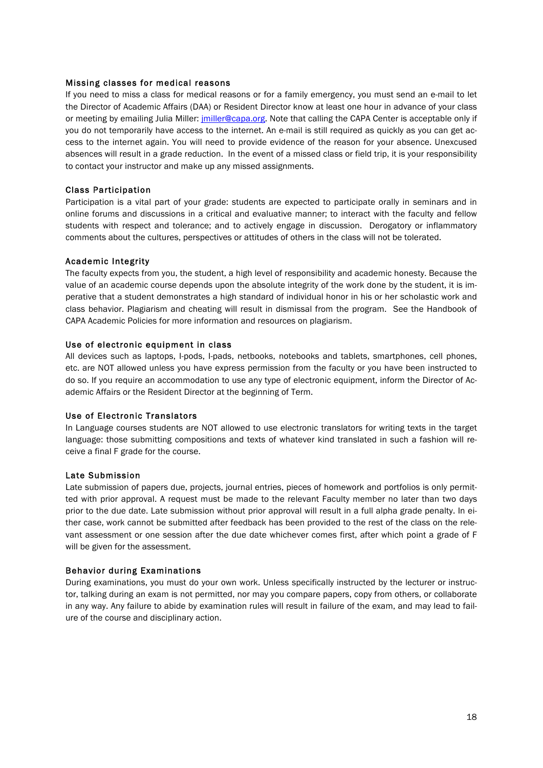### Missing classes for medical reasons

If you need to miss a class for medical reasons or for a family emergency, you must send an e-mail to let the Director of Academic Affairs (DAA) or Resident Director know at least one hour in advance of your class or meeting by emailing Julia Miller: jmiller@capa.org. Note that calling the CAPA Center is acceptable only if you do not temporarily have access to the internet. An e-mail is still required as quickly as you can get access to the internet again. You will need to provide evidence of the reason for your absence. Unexcused absences will result in a grade reduction. In the event of a missed class or field trip, it is your responsibility to contact your instructor and make up any missed assignments.

### Class Participation

Participation is a vital part of your grade: students are expected to participate orally in seminars and in online forums and discussions in a critical and evaluative manner; to interact with the faculty and fellow students with respect and tolerance; and to actively engage in discussion. Derogatory or inflammatory comments about the cultures, perspectives or attitudes of others in the class will not be tolerated.

### Academic Integrity

The faculty expects from you, the student, a high level of responsibility and academic honesty. Because the value of an academic course depends upon the absolute integrity of the work done by the student, it is imperative that a student demonstrates a high standard of individual honor in his or her scholastic work and class behavior. Plagiarism and cheating will result in dismissal from the program. See the Handbook of CAPA Academic Policies for more information and resources on plagiarism.

### Use of electronic equipment in class

All devices such as laptops, I-pods, I-pads, netbooks, notebooks and tablets, smartphones, cell phones, etc. are NOT allowed unless you have express permission from the faculty or you have been instructed to do so. If you require an accommodation to use any type of electronic equipment, inform the Director of Academic Affairs or the Resident Director at the beginning of Term.

### Use of Electronic Translators

In Language courses students are NOT allowed to use electronic translators for writing texts in the target language: those submitting compositions and texts of whatever kind translated in such a fashion will receive a final F grade for the course.

### Late Submission

Late submission of papers due, projects, journal entries, pieces of homework and portfolios is only permitted with prior approval. A request must be made to the relevant Faculty member no later than two days prior to the due date. Late submission without prior approval will result in a full alpha grade penalty. In either case, work cannot be submitted after feedback has been provided to the rest of the class on the relevant assessment or one session after the due date whichever comes first, after which point a grade of F will be given for the assessment.

### Behavior during Examinations

During examinations, you must do your own work. Unless specifically instructed by the lecturer or instructor, talking during an exam is not permitted, nor may you compare papers, copy from others, or collaborate in any way. Any failure to abide by examination rules will result in failure of the exam, and may lead to failure of the course and disciplinary action.